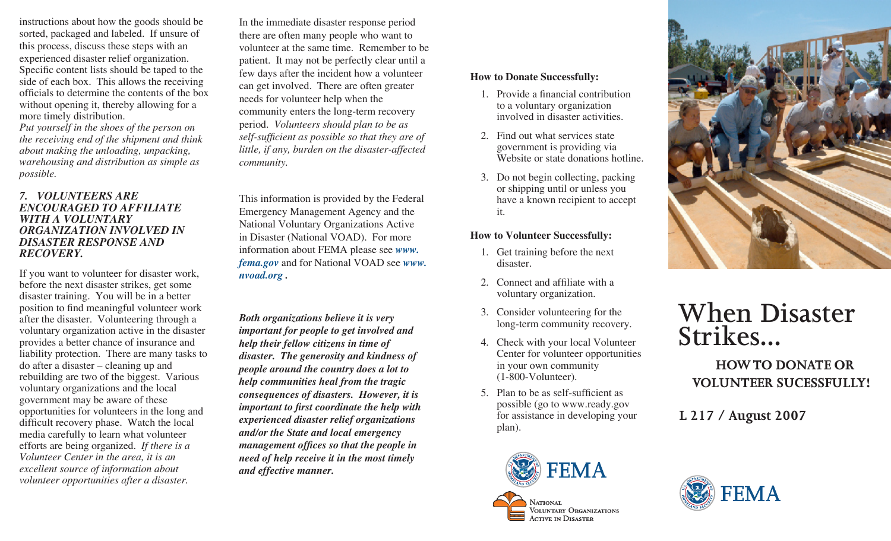instructions about how the goods should be sorted, packaged and labeled. If unsure of this process, discuss these steps with an experienced disaster relief organization. Specific content lists should be taped to the side of each box. This allows the receiving officials to determine the contents of the box without opening it, thereby allowing for a more timely distribution.
*Put yourself in the shoes of the person on the receiving end of the shipment and think about making the unloading, unpacking, warehousing and distribution as simple as possible.*

### *7. VOLUNTEERS ARE ENCOURAGED TO AFFILIATE WITH A VOLUNTARY ORGANIZATION INVOLVED IN DISASTER RESPONSE AND RECOVERY.*

If you want to volunteer for disaster work, before the next disaster strikes, get some disaster training. You will be in a better position to find meaningful volunteer work after the disaster. Volunteering through a voluntary organization active in the disaster provides a better chance of insurance and liability protection. There are many tasks to do after a disaster – cleaning up and rebuilding are two of the biggest. Various voluntary organizations and the local government may be aware of these opportunities for volunteers in the long and difficult recovery phase. Watch the local media carefully to learn what volunteer efforts are being organized. *If there is a Volunteer Center in the area, it is an excellent source of information about volunteer opportunities after a disaster.*

In the immediate disaster response period there are often many people who want to volunteer at the same time. Remember to be patient. It may not be perfectly clear until a few days after the incident how a volunteer can get involved. There are often greater needs for volunteer help when the community enters the long-term recovery period. *Volunteers should plan to be as self-sufficient as possible so that they are of little, if any, burden on the disaster-affected community.*

This information is provided by the Federal Emergency Management Agency and the National Voluntary Organizations Active in Disaster (National VOAD). For more information about FEMA please see ***www.fema.gov*** and for National VOAD see ***www.nvoad.org*** **.**

***Both organizations believe it is very important for people to get involved and help their fellow citizens in time of disaster. The generosity and kindness of people around the country does a lot to help communities heal from the tragic consequences of disasters. However, it is important to first coordinate the help with experienced disaster relief organizations and/or the State and local emergency management offices so that the people in need of help receive it in the most timely and effective manner.***

**How to Donate Successfully:**

1. Provide a financial contribution to a voluntary organization involved in disaster activities.
2. Find out what services state government is providing via Website or state donations hotline.
3. Do not begin collecting, packing or shipping until or unless you have a known recipient to accept it.

**How to Volunteer Successfully:**

1. Get training before the next disaster.
2. Connect and affiliate with a voluntary organization.
3. Consider volunteering for the long-term community recovery.
4. Check with your local Volunteer Center for volunteer opportunities in your own community (1-800-Volunteer).
5. Plan to be as self-sufficient as possible (go to www.ready.gov for assistance in developing your plan).

FEMA

National Voluntary Organizations Active in Disaster

# When Disaster Strikes...

## HOW TO DONATE OR VOLUNTEER SUCESSFULLY!

**L 217 / August 2007**

FEMA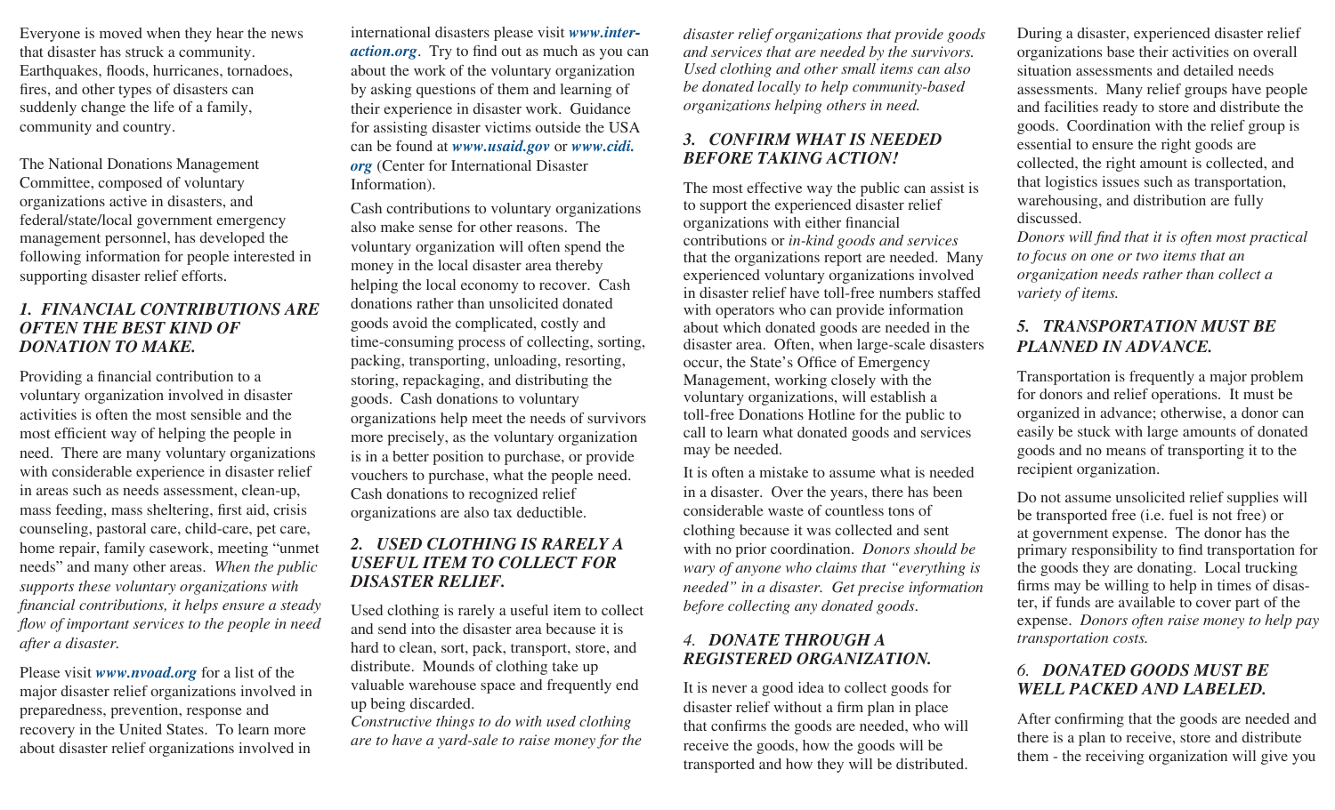Everyone is moved when they hear the news that disaster has struck a community. Earthquakes, floods, hurricanes, tornadoes, fires, and other types of disasters can suddenly change the life of a family, community and country.

The National Donations Management Committee, composed of voluntary organizations active in disasters, and federal/state/local government emergency management personnel, has developed the following information for people interested in supporting disaster relief efforts.

### *1. FINANCIAL CONTRIBUTIONS ARE OFTEN THE BEST KIND OF DONATION TO MAKE.*

Providing a financial contribution to a voluntary organization involved in disaster activities is often the most sensible and the most efficient way of helping the people in need. There are many voluntary organizations with considerable experience in disaster relief in areas such as needs assessment, clean-up, mass feeding, mass sheltering, first aid, crisis counseling, pastoral care, child-care, pet care, home repair, family casework, meeting "unmet needs" and many other areas. *When the public supports these voluntary organizations with financial contributions, it helps ensure a steady flow of important services to the people in need after a disaster.*

Please visit ***www.nvoad.org*** for a list of the major disaster relief organizations involved in preparedness, prevention, response and recovery in the United States. To learn more about disaster relief organizations involved in international disasters please visit ***www.interaction.org***. Try to find out as much as you can about the work of the voluntary organization by asking questions of them and learning of their experience in disaster work. Guidance for assisting disaster victims outside the USA can be found at ***www.usaid.gov*** or ***www.cidi.org*** (Center for International Disaster Information).

Cash contributions to voluntary organizations also make sense for other reasons. The voluntary organization will often spend the money in the local disaster area thereby helping the local economy to recover. Cash donations rather than unsolicited donated goods avoid the complicated, costly and time-consuming process of collecting, sorting, packing, transporting, unloading, resorting, storing, repackaging, and distributing the goods. Cash donations to voluntary organizations help meet the needs of survivors more precisely, as the voluntary organization is in a better position to purchase, or provide vouchers to purchase, what the people need. Cash donations to recognized relief organizations are also tax deductible.

### *2. USED CLOTHING IS RARELY A USEFUL ITEM TO COLLECT FOR DISASTER RELIEF.*

Used clothing is rarely a useful item to collect and send into the disaster area because it is hard to clean, sort, pack, transport, store, and distribute. Mounds of clothing take up valuable warehouse space and frequently end up being discarded.
*Constructive things to do with used clothing are to have a yard-sale to raise money for the disaster relief organizations that provide goods and services that are needed by the survivors. Used clothing and other small items can also be donated locally to help community-based organizations helping others in need.*

### *3. CONFIRM WHAT IS NEEDED BEFORE TAKING ACTION!*

The most effective way the public can assist is to support the experienced disaster relief organizations with either financial contributions or *in-kind goods and services* that the organizations report are needed. Many experienced voluntary organizations involved in disaster relief have toll-free numbers staffed with operators who can provide information about which donated goods are needed in the disaster area. Often, when large-scale disasters occur, the State's Office of Emergency Management, working closely with the voluntary organizations, will establish a toll-free Donations Hotline for the public to call to learn what donated goods and services may be needed.

It is often a mistake to assume what is needed in a disaster. Over the years, there has been considerable waste of countless tons of clothing because it was collected and sent with no prior coordination. *Donors should be wary of anyone who claims that "everything is needed" in a disaster. Get precise information before collecting any donated goods.*

### *4. DONATE THROUGH A REGISTERED ORGANIZATION.*

It is never a good idea to collect goods for disaster relief without a firm plan in place that confirms the goods are needed, who will receive the goods, how the goods will be transported and how they will be distributed. During a disaster, experienced disaster relief organizations base their activities on overall situation assessments and detailed needs assessments. Many relief groups have people and facilities ready to store and distribute the goods. Coordination with the relief group is essential to ensure the right goods are collected, the right amount is collected, and that logistics issues such as transportation, warehousing, and distribution are fully discussed.
*Donors will find that it is often most practical to focus on one or two items that an organization needs rather than collect a variety of items.*

### *5. TRANSPORTATION MUST BE PLANNED IN ADVANCE.*

Transportation is frequently a major problem for donors and relief operations. It must be organized in advance; otherwise, a donor can easily be stuck with large amounts of donated goods and no means of transporting it to the recipient organization.

Do not assume unsolicited relief supplies will be transported free (i.e. fuel is not free) or at government expense. The donor has the primary responsibility to find transportation for the goods they are donating. Local trucking firms may be willing to help in times of disaster, if funds are available to cover part of the expense. *Donors often raise money to help pay transportation costs.*

### *6. DONATED GOODS MUST BE WELL PACKED AND LABELED.*

After confirming that the goods are needed and there is a plan to receive, store and distribute them - the receiving organization will give you